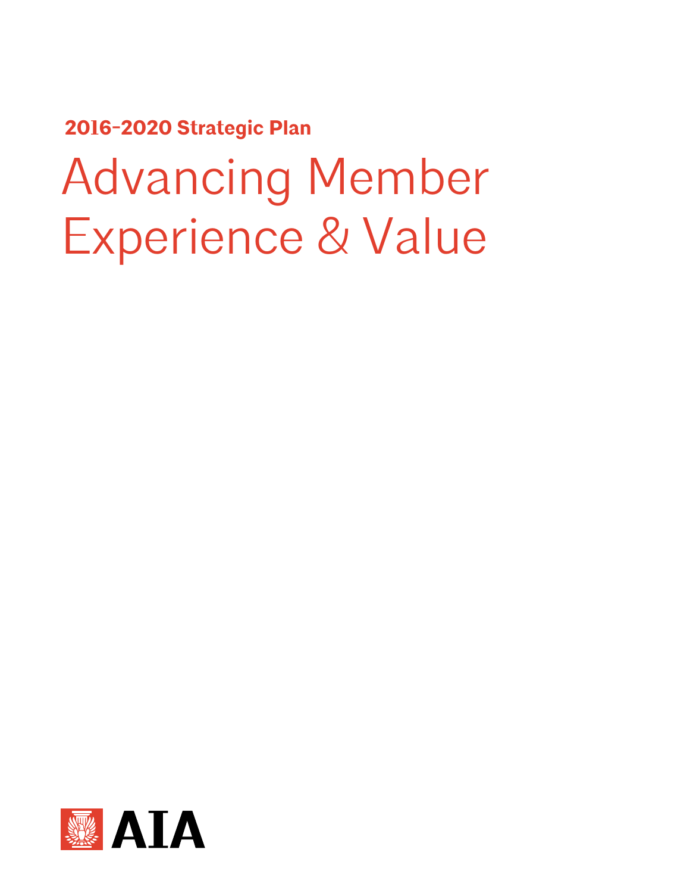**2016–2020 Strategic Plan**

# Advancing Member Experience & Value

AIA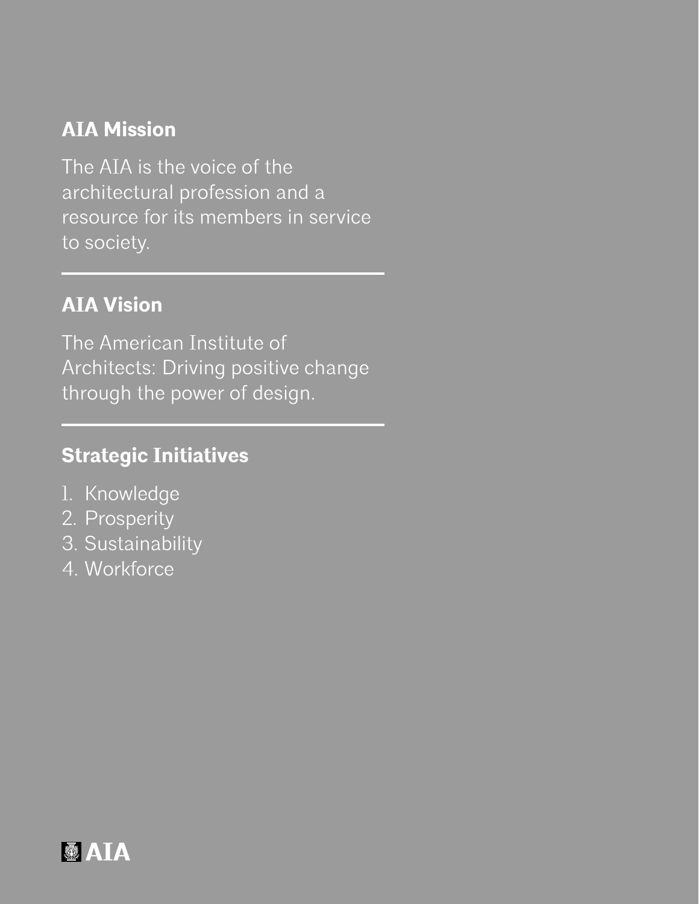## AIA Mission

The AIA is the voice of the architectural profession and a resource for its members in service to society.

---

## AIA Vision

The American Institute of Architects: Driving positive change through the power of design.

---

## Strategic Initiatives

1. Knowledge
2. Prosperity
3. Sustainability
4. Workforce

AIA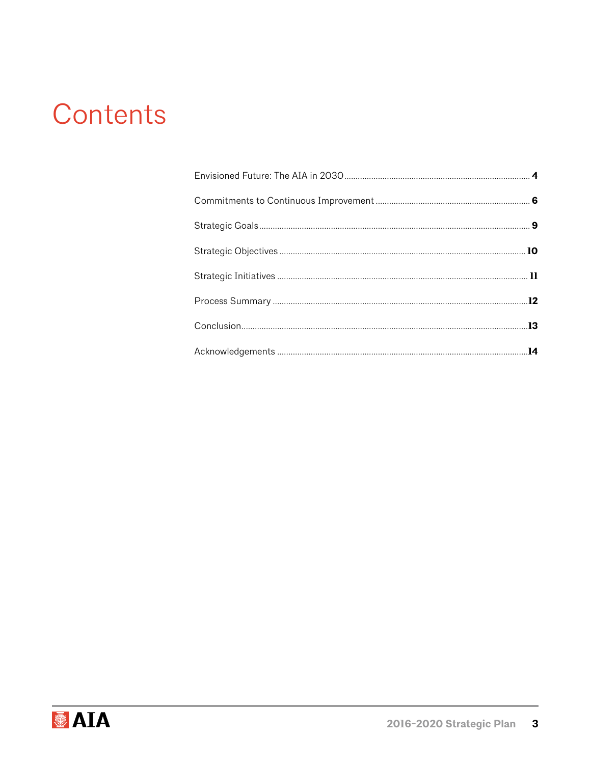# Contents

| | |
|---|---|
| Envisioned Future: The AIA in 2030 | **4** |
| Commitments to Continuous Improvement | **6** |
| Strategic Goals | **9** |
| Strategic Objectives | **10** |
| Strategic Initiatives | **11** |
| Process Summary | **12** |
| Conclusion | **13** |
| Acknowledgements | **14** |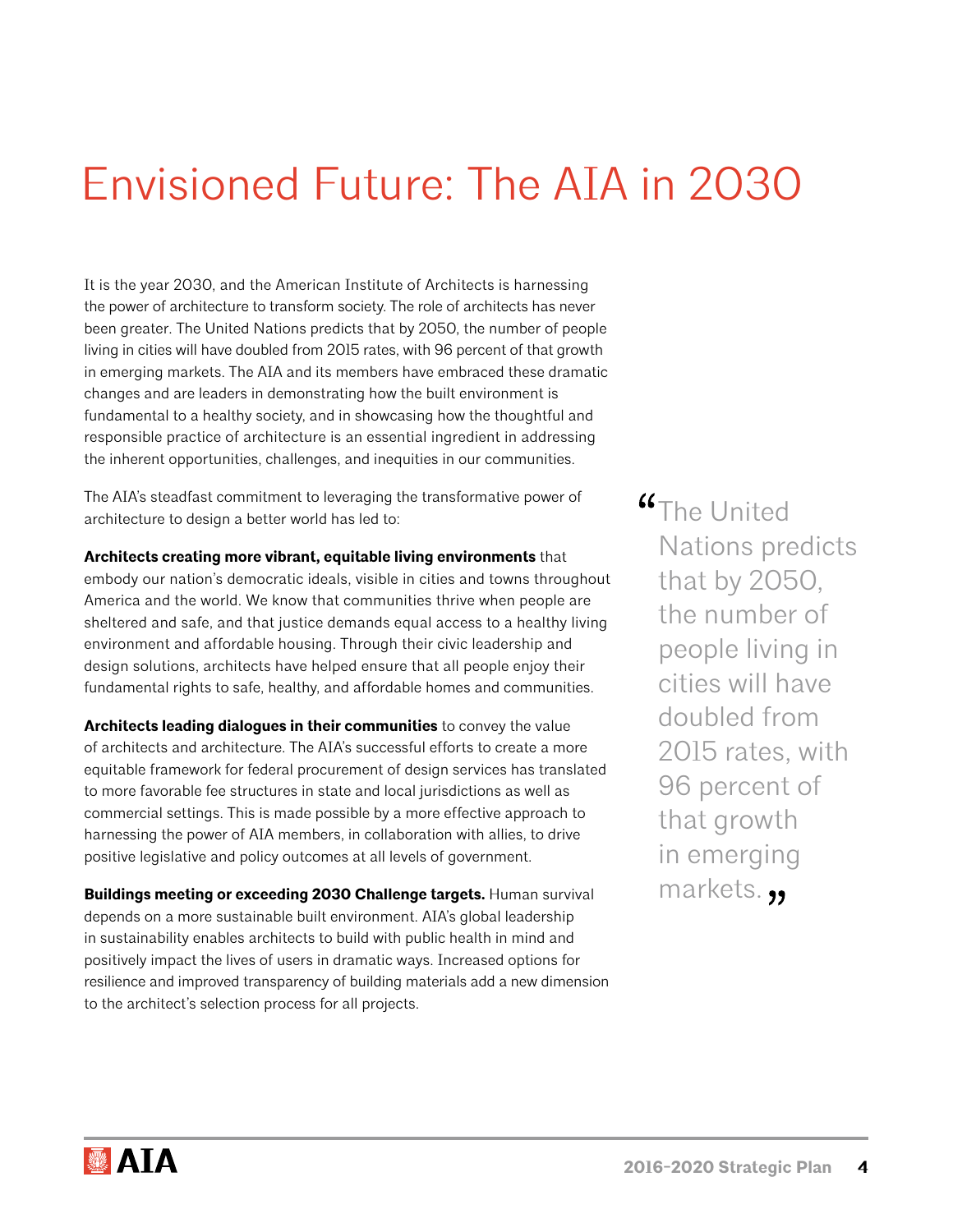# Envisioned Future: The AIA in 2030

It is the year 2030, and the American Institute of Architects is harnessing the power of architecture to transform society. The role of architects has never been greater. The United Nations predicts that by 2050, the number of people living in cities will have doubled from 2015 rates, with 96 percent of that growth in emerging markets. The AIA and its members have embraced these dramatic changes and are leaders in demonstrating how the built environment is fundamental to a healthy society, and in showcasing how the thoughtful and responsible practice of architecture is an essential ingredient in addressing the inherent opportunities, challenges, and inequities in our communities.

The AIA's steadfast commitment to leveraging the transformative power of architecture to design a better world has led to:

**Architects creating more vibrant, equitable living environments** that embody our nation's democratic ideals, visible in cities and towns throughout America and the world. We know that communities thrive when people are sheltered and safe, and that justice demands equal access to a healthy living environment and affordable housing. Through their civic leadership and design solutions, architects have helped ensure that all people enjoy their fundamental rights to safe, healthy, and affordable homes and communities.

**Architects leading dialogues in their communities** to convey the value of architects and architecture. The AIA's successful efforts to create a more equitable framework for federal procurement of design services has translated to more favorable fee structures in state and local jurisdictions as well as commercial settings. This is made possible by a more effective approach to harnessing the power of AIA members, in collaboration with allies, to drive positive legislative and policy outcomes at all levels of government.

**Buildings meeting or exceeding 2030 Challenge targets.** Human survival depends on a more sustainable built environment. AIA's global leadership in sustainability enables architects to build with public health in mind and positively impact the lives of users in dramatic ways. Increased options for resilience and improved transparency of building materials add a new dimension to the architect's selection process for all projects.

> "The United Nations predicts that by 2050, the number of people living in cities will have doubled from 2015 rates, with 96 percent of that growth in emerging markets."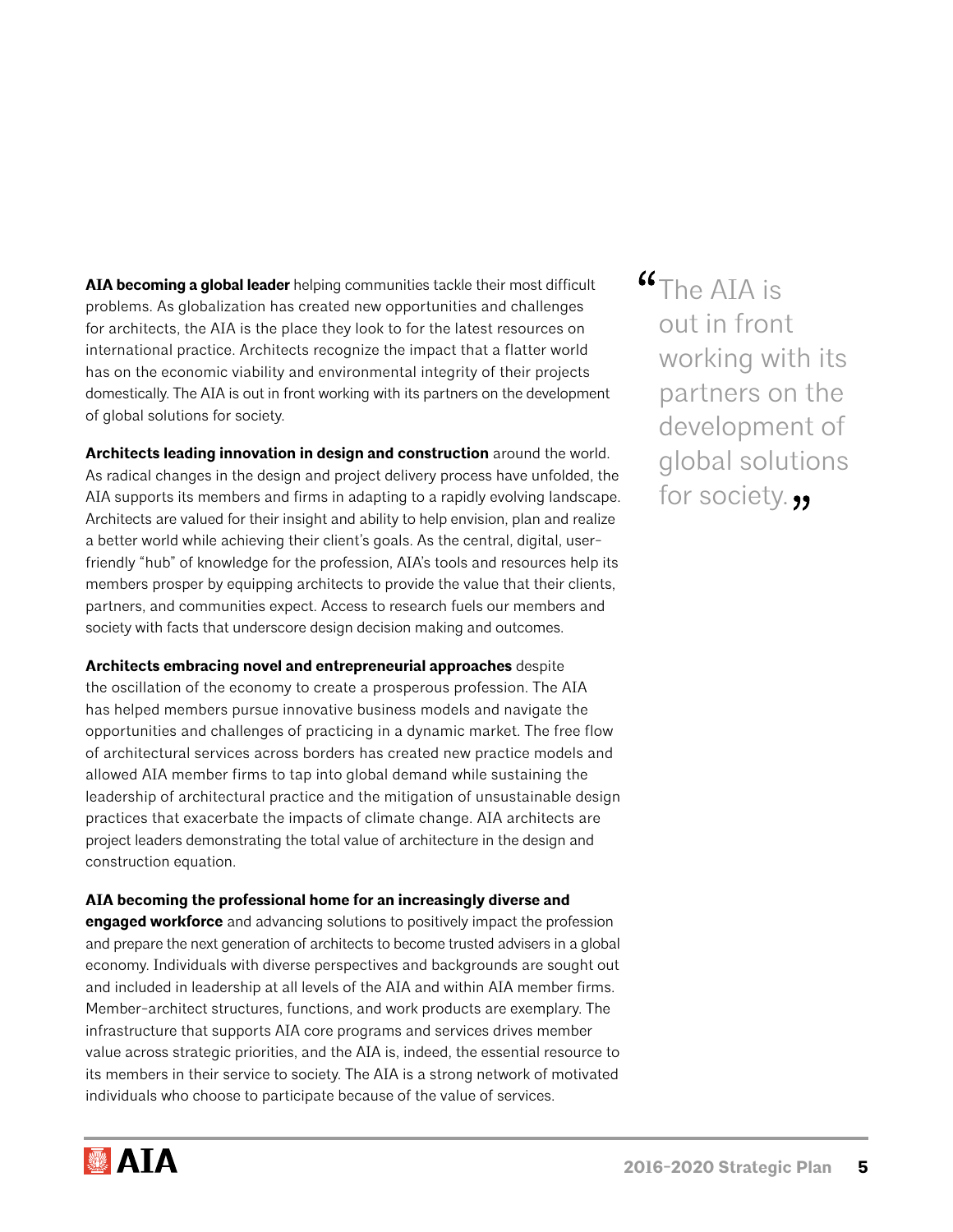**AIA becoming a global leader** helping communities tackle their most difficult problems. As globalization has created new opportunities and challenges for architects, the AIA is the place they look to for the latest resources on international practice. Architects recognize the impact that a flatter world has on the economic viability and environmental integrity of their projects domestically. The AIA is out in front working with its partners on the development of global solutions for society.

**Architects leading innovation in design and construction** around the world. As radical changes in the design and project delivery process have unfolded, the AIA supports its members and firms in adapting to a rapidly evolving landscape. Architects are valued for their insight and ability to help envision, plan and realize a better world while achieving their client's goals. As the central, digital, user-friendly "hub" of knowledge for the profession, AIA's tools and resources help its members prosper by equipping architects to provide the value that their clients, partners, and communities expect. Access to research fuels our members and society with facts that underscore design decision making and outcomes.

**Architects embracing novel and entrepreneurial approaches** despite the oscillation of the economy to create a prosperous profession. The AIA has helped members pursue innovative business models and navigate the opportunities and challenges of practicing in a dynamic market. The free flow of architectural services across borders has created new practice models and allowed AIA member firms to tap into global demand while sustaining the leadership of architectural practice and the mitigation of unsustainable design practices that exacerbate the impacts of climate change. AIA architects are project leaders demonstrating the total value of architecture in the design and construction equation.

**AIA becoming the professional home for an increasingly diverse and engaged workforce** and advancing solutions to positively impact the profession and prepare the next generation of architects to become trusted advisers in a global economy. Individuals with diverse perspectives and backgrounds are sought out and included in leadership at all levels of the AIA and within AIA member firms. Member-architect structures, functions, and work products are exemplary. The infrastructure that supports AIA core programs and services drives member value across strategic priorities, and the AIA is, indeed, the essential resource to its members in their service to society. The AIA is a strong network of motivated individuals who choose to participate because of the value of services.

> "The AIA is out in front working with its partners on the development of global solutions for society."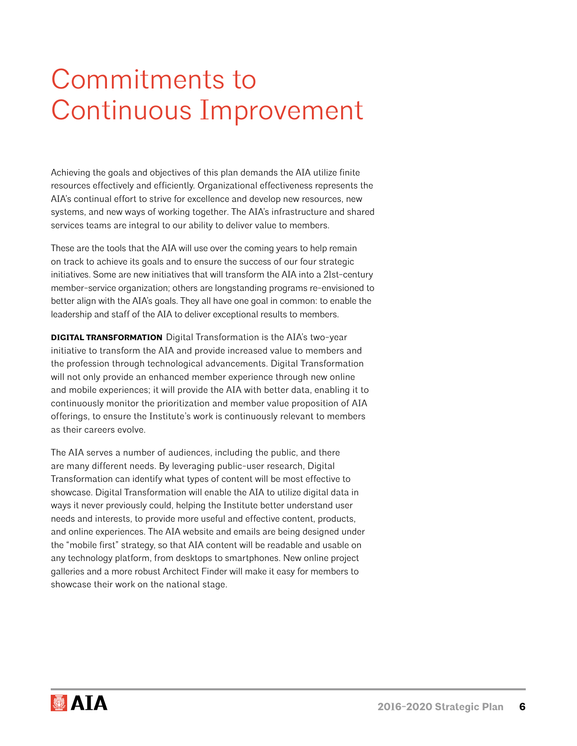# Commitments to Continuous Improvement

Achieving the goals and objectives of this plan demands the AIA utilize finite resources effectively and efficiently. Organizational effectiveness represents the AIA's continual effort to strive for excellence and develop new resources, new systems, and new ways of working together. The AIA's infrastructure and shared services teams are integral to our ability to deliver value to members.

These are the tools that the AIA will use over the coming years to help remain on track to achieve its goals and to ensure the success of our four strategic initiatives. Some are new initiatives that will transform the AIA into a 21st-century member-service organization; others are longstanding programs re-envisioned to better align with the AIA's goals. They all have one goal in common: to enable the leadership and staff of the AIA to deliver exceptional results to members.

**DIGITAL TRANSFORMATION** Digital Transformation is the AIA's two-year initiative to transform the AIA and provide increased value to members and the profession through technological advancements. Digital Transformation will not only provide an enhanced member experience through new online and mobile experiences; it will provide the AIA with better data, enabling it to continuously monitor the prioritization and member value proposition of AIA offerings, to ensure the Institute's work is continuously relevant to members as their careers evolve.

The AIA serves a number of audiences, including the public, and there are many different needs. By leveraging public-user research, Digital Transformation can identify what types of content will be most effective to showcase. Digital Transformation will enable the AIA to utilize digital data in ways it never previously could, helping the Institute better understand user needs and interests, to provide more useful and effective content, products, and online experiences. The AIA website and emails are being designed under the "mobile first" strategy, so that AIA content will be readable and usable on any technology platform, from desktops to smartphones. New online project galleries and a more robust Architect Finder will make it easy for members to showcase their work on the national stage.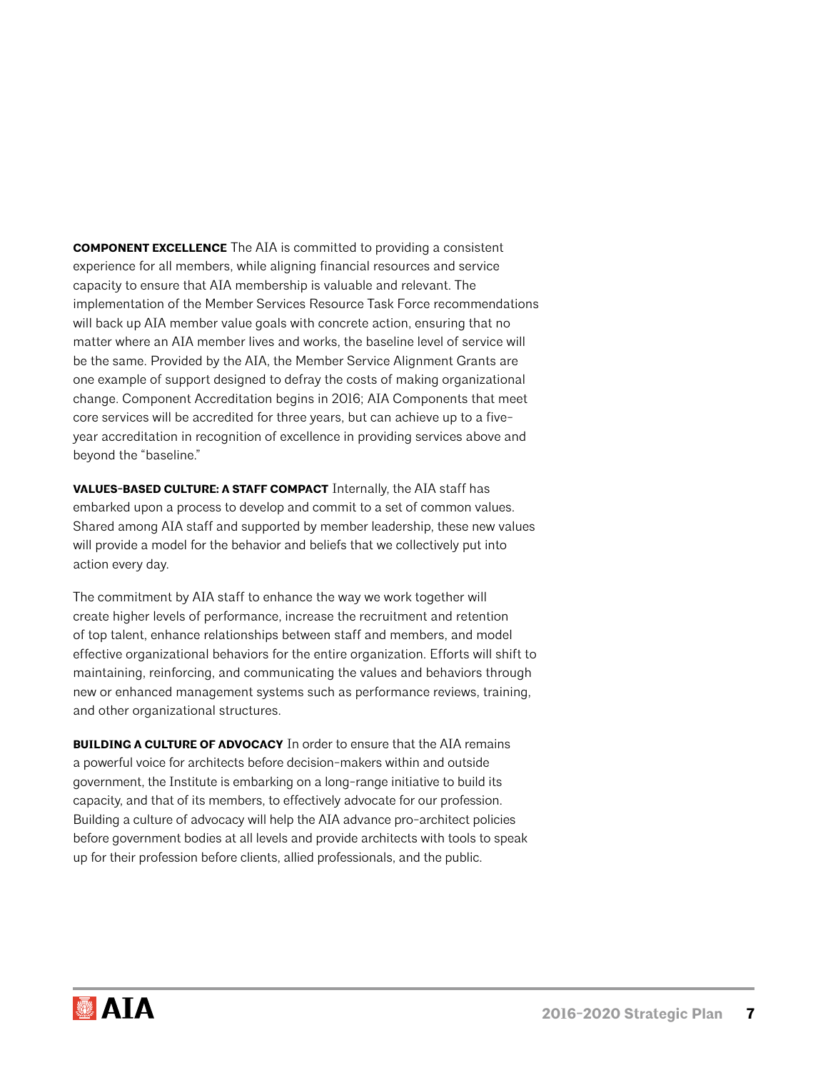**COMPONENT EXCELLENCE** The AIA is committed to providing a consistent experience for all members, while aligning financial resources and service capacity to ensure that AIA membership is valuable and relevant. The implementation of the Member Services Resource Task Force recommendations will back up AIA member value goals with concrete action, ensuring that no matter where an AIA member lives and works, the baseline level of service will be the same. Provided by the AIA, the Member Service Alignment Grants are one example of support designed to defray the costs of making organizational change. Component Accreditation begins in 2016; AIA Components that meet core services will be accredited for three years, but can achieve up to a five-year accreditation in recognition of excellence in providing services above and beyond the "baseline."

**VALUES-BASED CULTURE: A STAFF COMPACT** Internally, the AIA staff has embarked upon a process to develop and commit to a set of common values. Shared among AIA staff and supported by member leadership, these new values will provide a model for the behavior and beliefs that we collectively put into action every day.

The commitment by AIA staff to enhance the way we work together will create higher levels of performance, increase the recruitment and retention of top talent, enhance relationships between staff and members, and model effective organizational behaviors for the entire organization. Efforts will shift to maintaining, reinforcing, and communicating the values and behaviors through new or enhanced management systems such as performance reviews, training, and other organizational structures.

**BUILDING A CULTURE OF ADVOCACY** In order to ensure that the AIA remains a powerful voice for architects before decision-makers within and outside government, the Institute is embarking on a long-range initiative to build its capacity, and that of its members, to effectively advocate for our profession. Building a culture of advocacy will help the AIA advance pro-architect policies before government bodies at all levels and provide architects with tools to speak up for their profession before clients, allied professionals, and the public.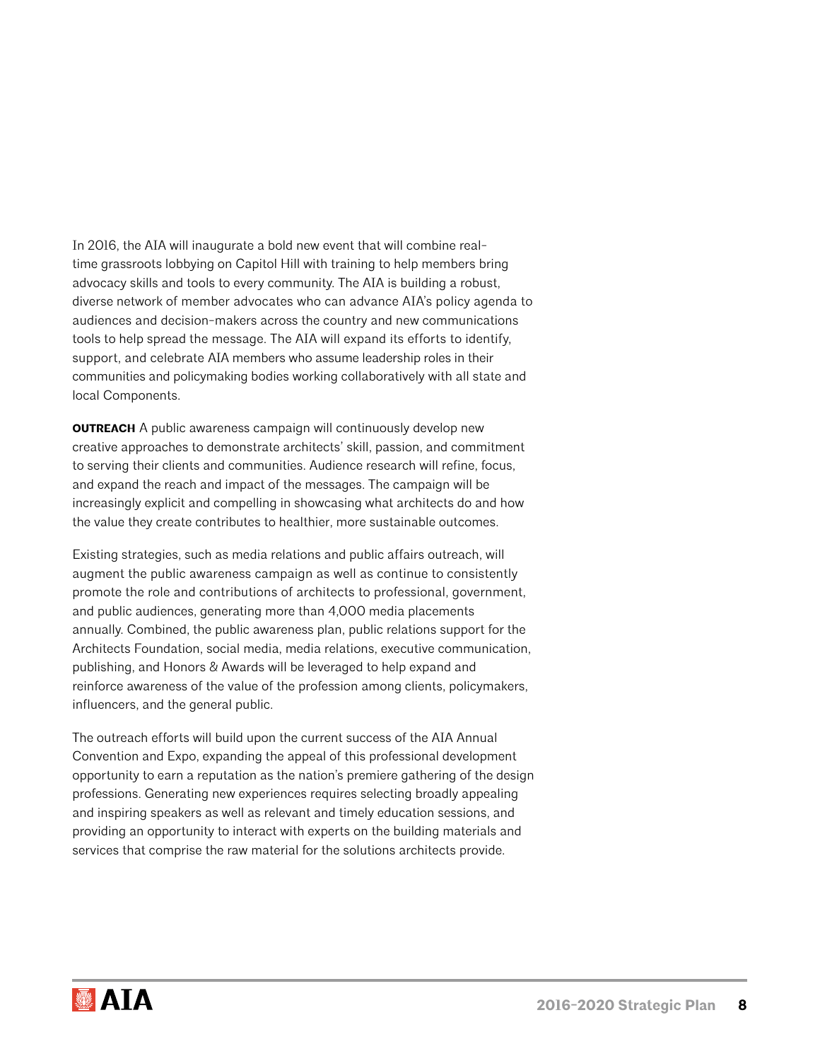In 2016, the AIA will inaugurate a bold new event that will combine real-time grassroots lobbying on Capitol Hill with training to help members bring advocacy skills and tools to every community. The AIA is building a robust, diverse network of member advocates who can advance AIA's policy agenda to audiences and decision-makers across the country and new communications tools to help spread the message. The AIA will expand its efforts to identify, support, and celebrate AIA members who assume leadership roles in their communities and policymaking bodies working collaboratively with all state and local Components.

**OUTREACH** A public awareness campaign will continuously develop new creative approaches to demonstrate architects' skill, passion, and commitment to serving their clients and communities. Audience research will refine, focus, and expand the reach and impact of the messages. The campaign will be increasingly explicit and compelling in showcasing what architects do and how the value they create contributes to healthier, more sustainable outcomes.

Existing strategies, such as media relations and public affairs outreach, will augment the public awareness campaign as well as continue to consistently promote the role and contributions of architects to professional, government, and public audiences, generating more than 4,000 media placements annually. Combined, the public awareness plan, public relations support for the Architects Foundation, social media, media relations, executive communication, publishing, and Honors & Awards will be leveraged to help expand and reinforce awareness of the value of the profession among clients, policymakers, influencers, and the general public.

The outreach efforts will build upon the current success of the AIA Annual Convention and Expo, expanding the appeal of this professional development opportunity to earn a reputation as the nation's premiere gathering of the design professions. Generating new experiences requires selecting broadly appealing and inspiring speakers as well as relevant and timely education sessions, and providing an opportunity to interact with experts on the building materials and services that comprise the raw material for the solutions architects provide.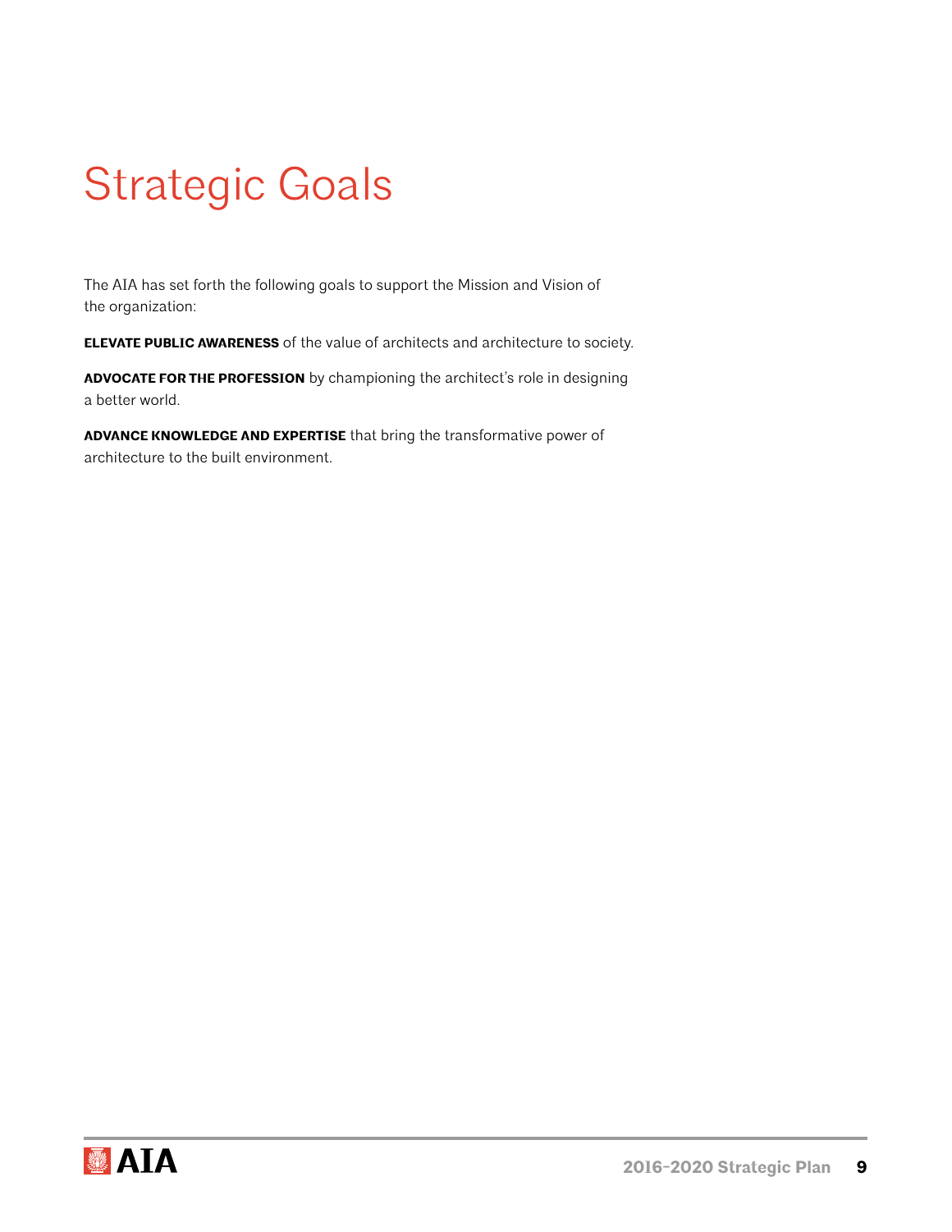# Strategic Goals

The AIA has set forth the following goals to support the Mission and Vision of the organization:

**ELEVATE PUBLIC AWARENESS** of the value of architects and architecture to society.

**ADVOCATE FOR THE PROFESSION** by championing the architect's role in designing a better world.

**ADVANCE KNOWLEDGE AND EXPERTISE** that bring the transformative power of architecture to the built environment.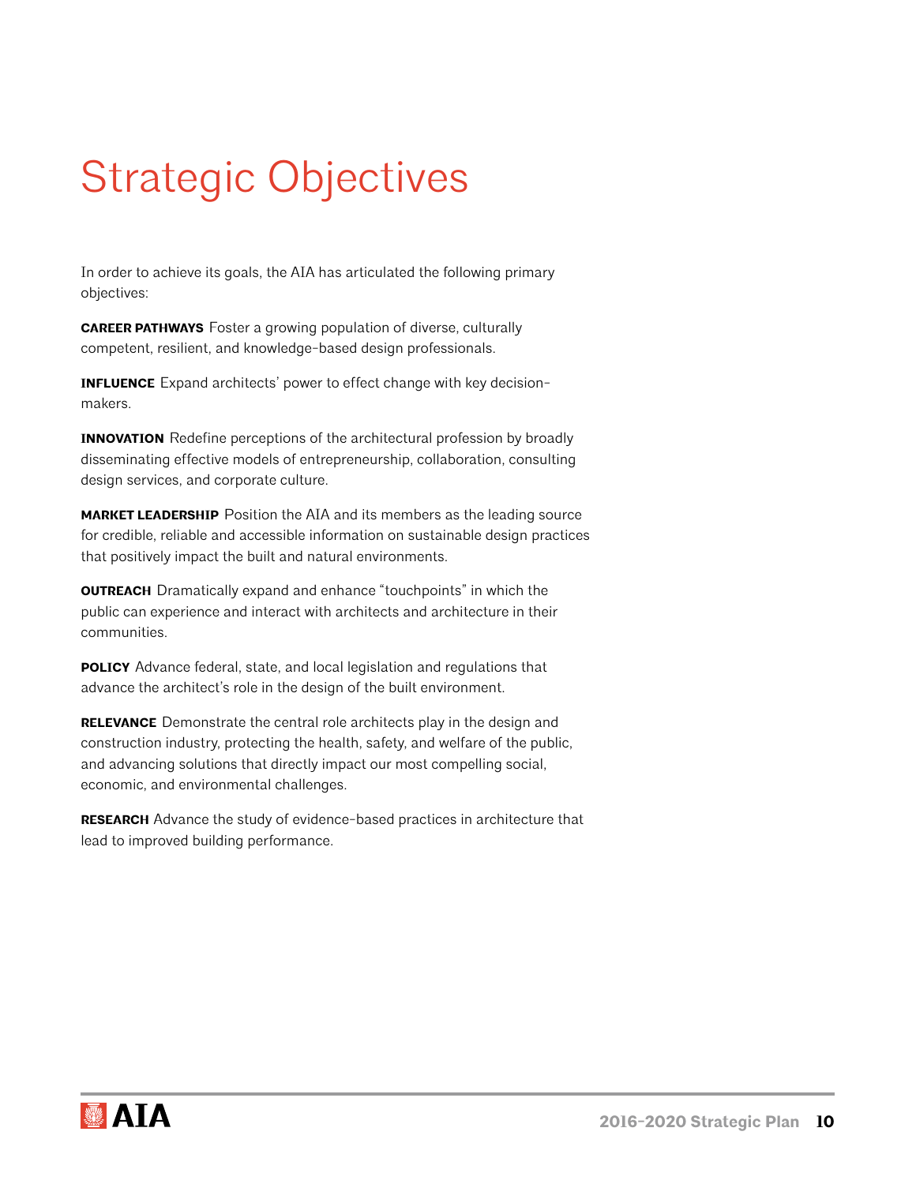# Strategic Objectives

In order to achieve its goals, the AIA has articulated the following primary objectives:

**CAREER PATHWAYS** Foster a growing population of diverse, culturally competent, resilient, and knowledge-based design professionals.

**INFLUENCE** Expand architects' power to effect change with key decision-makers.

**INNOVATION** Redefine perceptions of the architectural profession by broadly disseminating effective models of entrepreneurship, collaboration, consulting design services, and corporate culture.

**MARKET LEADERSHIP** Position the AIA and its members as the leading source for credible, reliable and accessible information on sustainable design practices that positively impact the built and natural environments.

**OUTREACH** Dramatically expand and enhance "touchpoints" in which the public can experience and interact with architects and architecture in their communities.

**POLICY** Advance federal, state, and local legislation and regulations that advance the architect's role in the design of the built environment.

**RELEVANCE** Demonstrate the central role architects play in the design and construction industry, protecting the health, safety, and welfare of the public, and advancing solutions that directly impact our most compelling social, economic, and environmental challenges.

**RESEARCH** Advance the study of evidence-based practices in architecture that lead to improved building performance.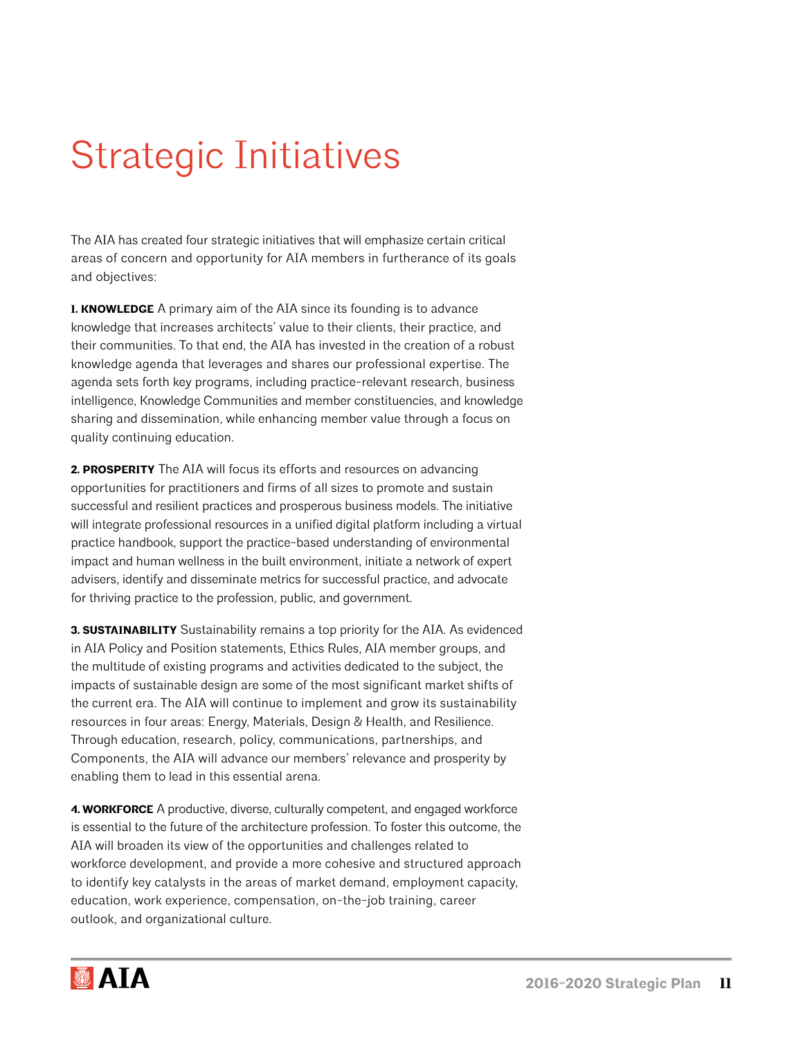# Strategic Initiatives

The AIA has created four strategic initiatives that will emphasize certain critical areas of concern and opportunity for AIA members in furtherance of its goals and objectives:

**1. KNOWLEDGE** A primary aim of the AIA since its founding is to advance knowledge that increases architects' value to their clients, their practice, and their communities. To that end, the AIA has invested in the creation of a robust knowledge agenda that leverages and shares our professional expertise. The agenda sets forth key programs, including practice-relevant research, business intelligence, Knowledge Communities and member constituencies, and knowledge sharing and dissemination, while enhancing member value through a focus on quality continuing education.

**2. PROSPERITY** The AIA will focus its efforts and resources on advancing opportunities for practitioners and firms of all sizes to promote and sustain successful and resilient practices and prosperous business models. The initiative will integrate professional resources in a unified digital platform including a virtual practice handbook, support the practice-based understanding of environmental impact and human wellness in the built environment, initiate a network of expert advisers, identify and disseminate metrics for successful practice, and advocate for thriving practice to the profession, public, and government.

**3. SUSTAINABILITY** Sustainability remains a top priority for the AIA. As evidenced in AIA Policy and Position statements, Ethics Rules, AIA member groups, and the multitude of existing programs and activities dedicated to the subject, the impacts of sustainable design are some of the most significant market shifts of the current era. The AIA will continue to implement and grow its sustainability resources in four areas: Energy, Materials, Design & Health, and Resilience. Through education, research, policy, communications, partnerships, and Components, the AIA will advance our members' relevance and prosperity by enabling them to lead in this essential arena.

**4. WORKFORCE** A productive, diverse, culturally competent, and engaged workforce is essential to the future of the architecture profession. To foster this outcome, the AIA will broaden its view of the opportunities and challenges related to workforce development, and provide a more cohesive and structured approach to identify key catalysts in the areas of market demand, employment capacity, education, work experience, compensation, on-the-job training, career outlook, and organizational culture.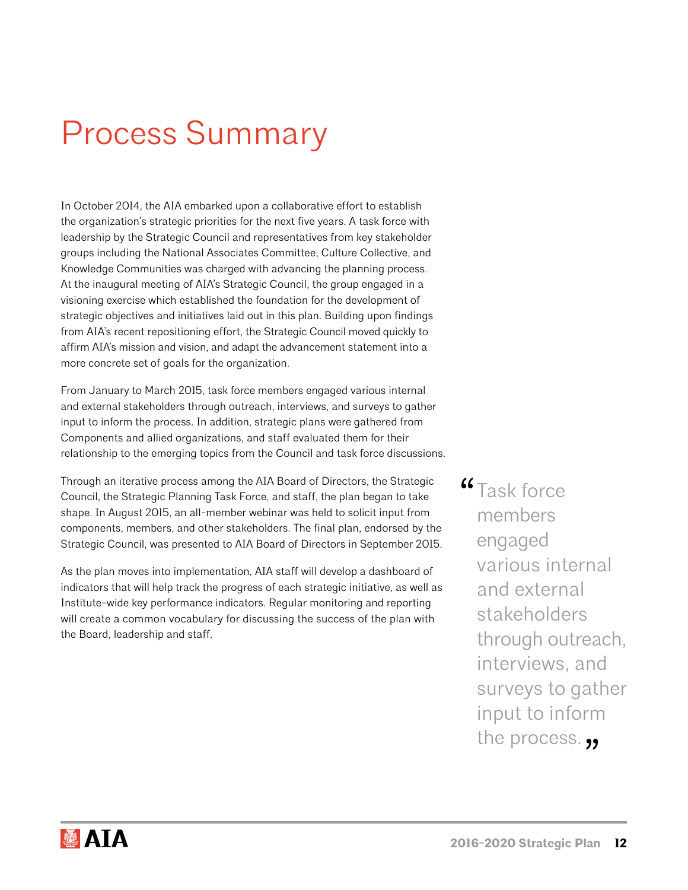# Process Summary

In October 2014, the AIA embarked upon a collaborative effort to establish the organization's strategic priorities for the next five years. A task force with leadership by the Strategic Council and representatives from key stakeholder groups including the National Associates Committee, Culture Collective, and Knowledge Communities was charged with advancing the planning process. At the inaugural meeting of AIA's Strategic Council, the group engaged in a visioning exercise which established the foundation for the development of strategic objectives and initiatives laid out in this plan. Building upon findings from AIA's recent repositioning effort, the Strategic Council moved quickly to affirm AIA's mission and vision, and adapt the advancement statement into a more concrete set of goals for the organization.

From January to March 2015, task force members engaged various internal and external stakeholders through outreach, interviews, and surveys to gather input to inform the process. In addition, strategic plans were gathered from Components and allied organizations, and staff evaluated them for their relationship to the emerging topics from the Council and task force discussions.

Through an iterative process among the AIA Board of Directors, the Strategic Council, the Strategic Planning Task Force, and staff, the plan began to take shape. In August 2015, an all-member webinar was held to solicit input from components, members, and other stakeholders. The final plan, endorsed by the Strategic Council, was presented to AIA Board of Directors in September 2015.

As the plan moves into implementation, AIA staff will develop a dashboard of indicators that will help track the progress of each strategic initiative, as well as Institute-wide key performance indicators. Regular monitoring and reporting will create a common vocabulary for discussing the success of the plan with the Board, leadership and staff.

> "Task force members engaged various internal and external stakeholders through outreach, interviews, and surveys to gather input to inform the process."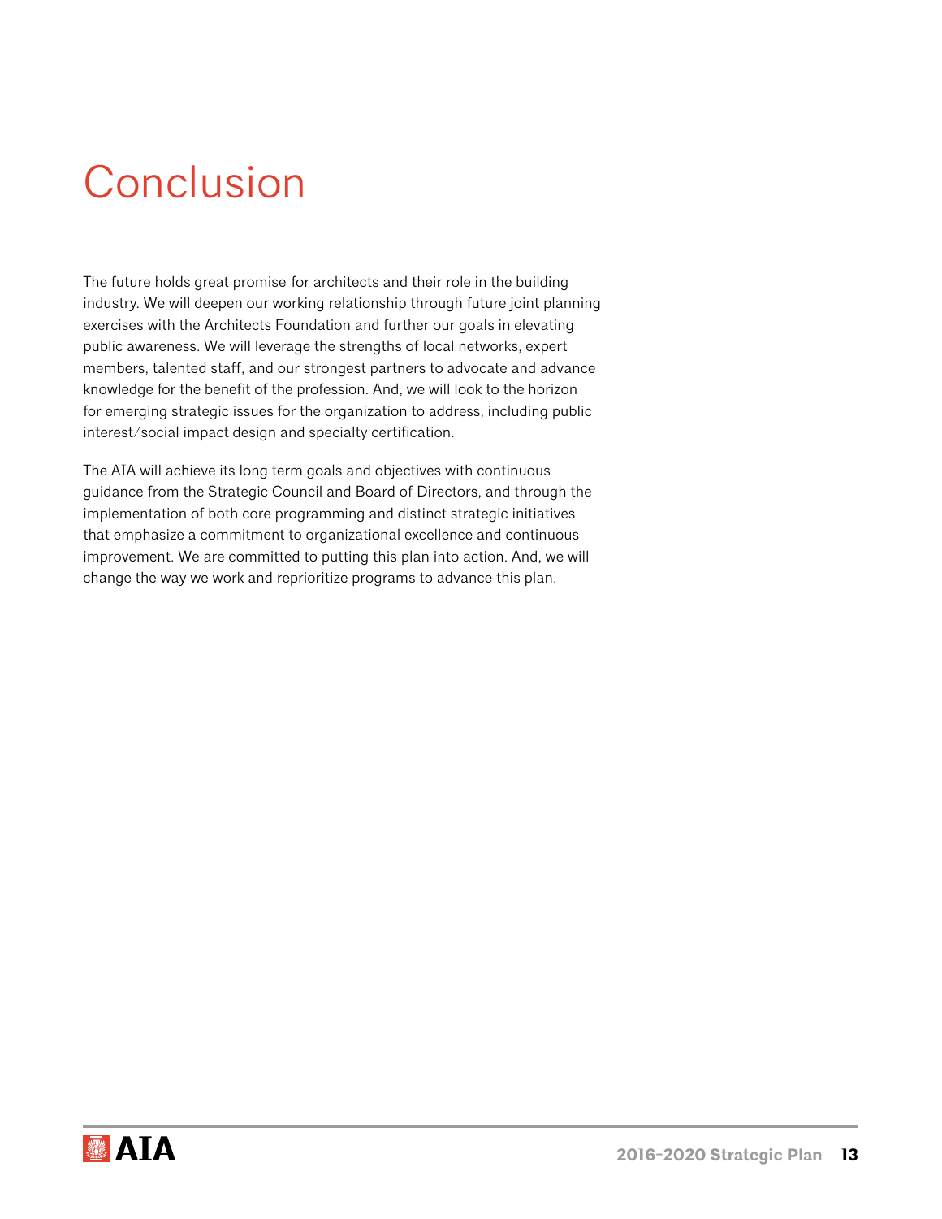# Conclusion

The future holds great promise for architects and their role in the building industry. We will deepen our working relationship through future joint planning exercises with the Architects Foundation and further our goals in elevating public awareness. We will leverage the strengths of local networks, expert members, talented staff, and our strongest partners to advocate and advance knowledge for the benefit of the profession. And, we will look to the horizon for emerging strategic issues for the organization to address, including public interest/social impact design and specialty certification.

The AIA will achieve its long term goals and objectives with continuous guidance from the Strategic Council and Board of Directors, and through the implementation of both core programming and distinct strategic initiatives that emphasize a commitment to organizational excellence and continuous improvement. We are committed to putting this plan into action. And, we will change the way we work and reprioritize programs to advance this plan.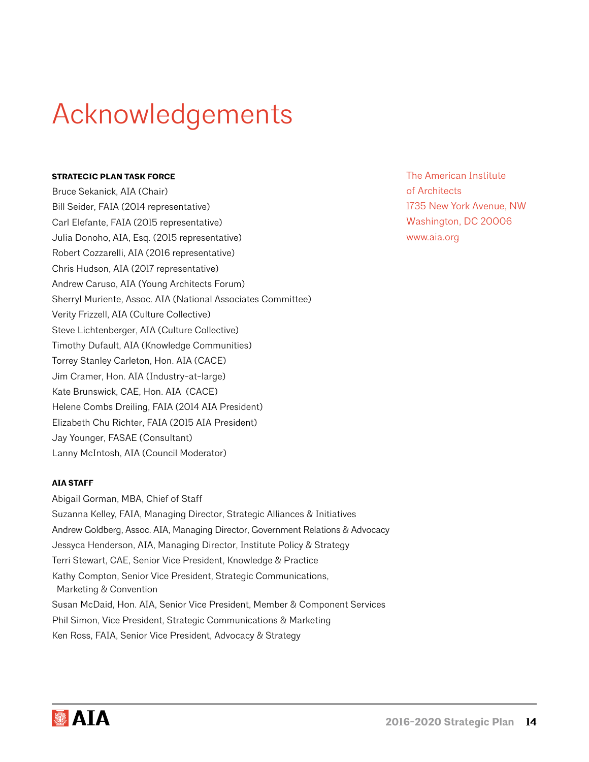# Acknowledgements

**STRATEGIC PLAN TASK FORCE**

Bruce Sekanick, AIA (Chair)
Bill Seider, FAIA (2014 representative)
Carl Elefante, FAIA (2015 representative)
Julia Donoho, AIA, Esq. (2015 representative)
Robert Cozzarelli, AIA (2016 representative)
Chris Hudson, AIA (2017 representative)
Andrew Caruso, AIA (Young Architects Forum)
Sherryl Muriente, Assoc. AIA (National Associates Committee)
Verity Frizzell, AIA (Culture Collective)
Steve Lichtenberger, AIA (Culture Collective)
Timothy Dufault, AIA (Knowledge Communities)
Torrey Stanley Carleton, Hon. AIA (CACE)
Jim Cramer, Hon. AIA (Industry-at-large)
Kate Brunswick, CAE, Hon. AIA (CACE)
Helene Combs Dreiling, FAIA (2014 AIA President)
Elizabeth Chu Richter, FAIA (2015 AIA President)
Jay Younger, FASAE (Consultant)
Lanny McIntosh, AIA (Council Moderator)

**AIA STAFF**

Abigail Gorman, MBA, Chief of Staff
Suzanna Kelley, FAIA, Managing Director, Strategic Alliances & Initiatives
Andrew Goldberg, Assoc. AIA, Managing Director, Government Relations & Advocacy
Jessyca Henderson, AIA, Managing Director, Institute Policy & Strategy
Terri Stewart, CAE, Senior Vice President, Knowledge & Practice
Kathy Compton, Senior Vice President, Strategic Communications, Marketing & Convention
Susan McDaid, Hon. AIA, Senior Vice President, Member & Component Services
Phil Simon, Vice President, Strategic Communications & Marketing
Ken Ross, FAIA, Senior Vice President, Advocacy & Strategy

The American Institute
of Architects
1735 New York Avenue, NW
Washington, DC 20006
www.aia.org